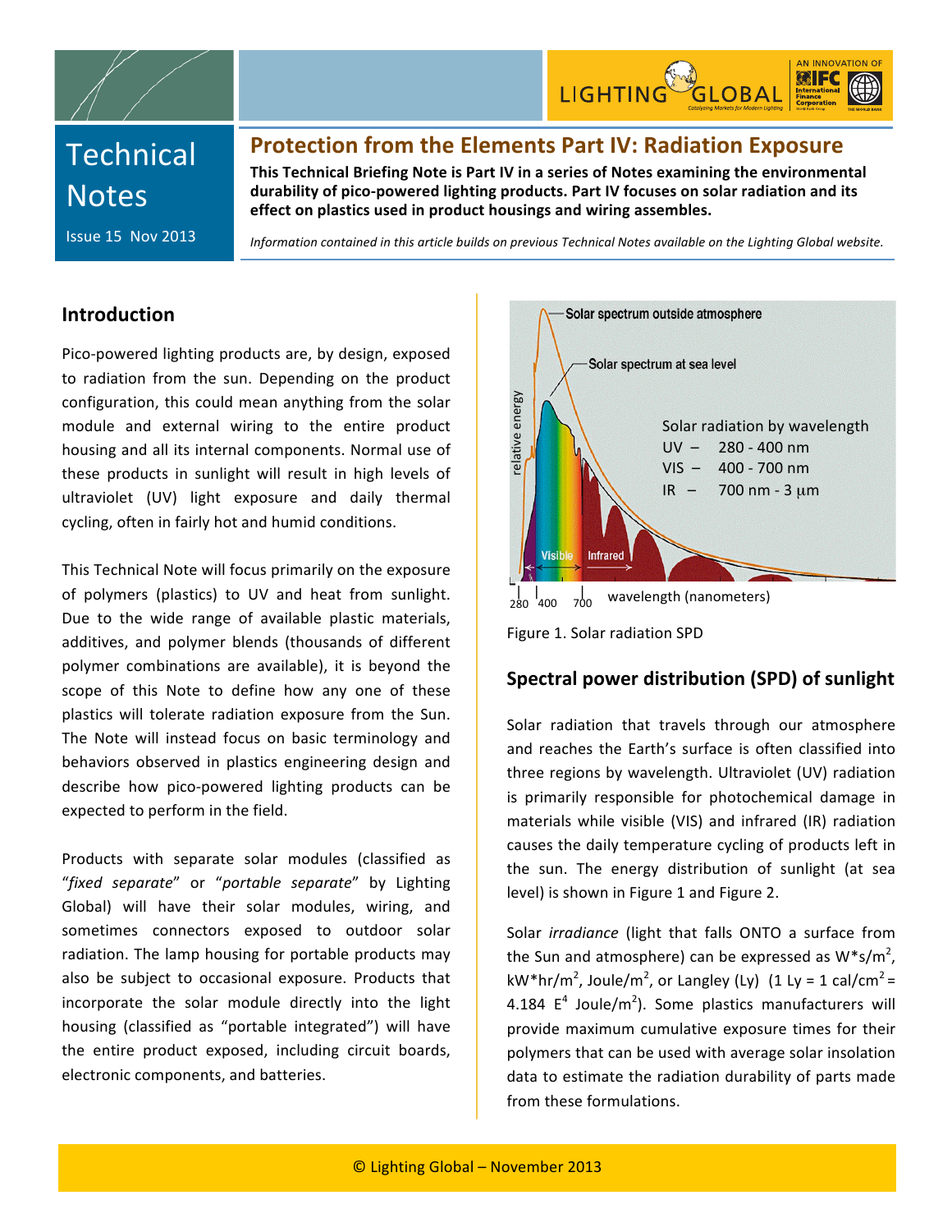# Technical Notes

Issue 15 Nov 2013

## Protection from the Elements Part IV: Radiation Exposure

**This Technical Briefing Note is Part IV in a series of Notes examining the environmental durability of pico-powered lighting products. Part IV focuses on solar radiation and its effect on plastics used in product housings and wiring assembles.**

*Information contained in this article builds on previous Technical Notes available on the Lighting Global website.*

## Introduction

Pico-powered lighting products are, by design, exposed to radiation from the sun. Depending on the product configuration, this could mean anything from the solar module and external wiring to the entire product housing and all its internal components. Normal use of these products in sunlight will result in high levels of ultraviolet (UV) light exposure and daily thermal cycling, often in fairly hot and humid conditions.

This Technical Note will focus primarily on the exposure of polymers (plastics) to UV and heat from sunlight. Due to the wide range of available plastic materials, additives, and polymer blends (thousands of different polymer combinations are available), it is beyond the scope of this Note to define how any one of these plastics will tolerate radiation exposure from the Sun. The Note will instead focus on basic terminology and behaviors observed in plastics engineering design and describe how pico-powered lighting products can be expected to perform in the field.

Products with separate solar modules (classified as "*fixed separate*" or "*portable separate*" by Lighting Global) will have their solar modules, wiring, and sometimes connectors exposed to outdoor solar radiation. The lamp housing for portable products may also be subject to occasional exposure. Products that incorporate the solar module directly into the light housing (classified as "portable integrated") will have the entire product exposed, including circuit boards, electronic components, and batteries.

Figure 1. Solar radiation SPD

## Spectral power distribution (SPD) of sunlight

Solar radiation that travels through our atmosphere and reaches the Earth's surface is often classified into three regions by wavelength. Ultraviolet (UV) radiation is primarily responsible for photochemical damage in materials while visible (VIS) and infrared (IR) radiation causes the daily temperature cycling of products left in the sun. The energy distribution of sunlight (at sea level) is shown in Figure 1 and Figure 2.

Solar *irradiance* (light that falls ONTO a surface from the Sun and atmosphere) can be expressed as $W*s/m^2$, $kW*hr/m^2$, $Joule/m^2$, or Langley (Ly) (1 Ly = 1 $cal/cm^2$ = 4.184 $E^4$ $Joule/m^2$). Some plastics manufacturers will provide maximum cumulative exposure times for their polymers that can be used with average solar insolation data to estimate the radiation durability of parts made from these formulations.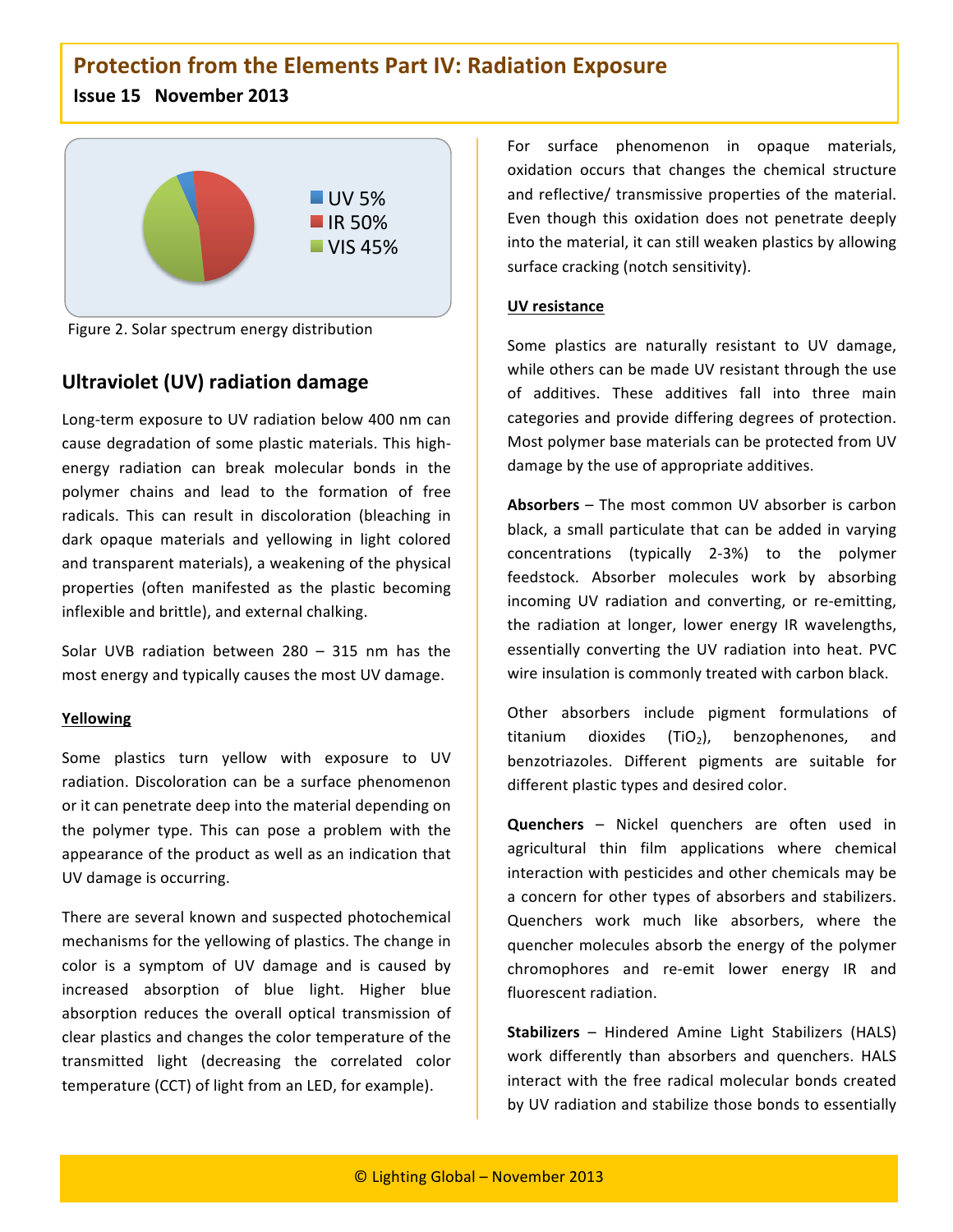# Protection from the Elements Part IV: Radiation Exposure

**Issue 15 November 2013**

UV 5%
IR 50%
VIS 45%

Figure 2. Solar spectrum energy distribution

## Ultraviolet (UV) radiation damage

Long-term exposure to UV radiation below 400 nm can cause degradation of some plastic materials. This high-energy radiation can break molecular bonds in the polymer chains and lead to the formation of free radicals. This can result in discoloration (bleaching in dark opaque materials and yellowing in light colored and transparent materials), a weakening of the physical properties (often manifested as the plastic becoming inflexible and brittle), and external chalking.

Solar UVB radiation between 280 – 315 nm has the most energy and typically causes the most UV damage.

**Yellowing**

Some plastics turn yellow with exposure to UV radiation. Discoloration can be a surface phenomenon or it can penetrate deep into the material depending on the polymer type. This can pose a problem with the appearance of the product as well as an indication that UV damage is occurring.

There are several known and suspected photochemical mechanisms for the yellowing of plastics. The change in color is a symptom of UV damage and is caused by increased absorption of blue light. Higher blue absorption reduces the overall optical transmission of clear plastics and changes the color temperature of the transmitted light (decreasing the correlated color temperature (CCT) of light from an LED, for example).

For surface phenomenon in opaque materials, oxidation occurs that changes the chemical structure and reflective/ transmissive properties of the material. Even though this oxidation does not penetrate deeply into the material, it can still weaken plastics by allowing surface cracking (notch sensitivity).

**UV resistance**

Some plastics are naturally resistant to UV damage, while others can be made UV resistant through the use of additives. These additives fall into three main categories and provide differing degrees of protection. Most polymer base materials can be protected from UV damage by the use of appropriate additives.

**Absorbers** – The most common UV absorber is carbon black, a small particulate that can be added in varying concentrations (typically 2-3%) to the polymer feedstock. Absorber molecules work by absorbing incoming UV radiation and converting, or re-emitting, the radiation at longer, lower energy IR wavelengths, essentially converting the UV radiation into heat. PVC wire insulation is commonly treated with carbon black.

Other absorbers include pigment formulations of titanium dioxides ($TiO_2$), benzophenones, and benzotriazoles. Different pigments are suitable for different plastic types and desired color.

**Quenchers** – Nickel quenchers are often used in agricultural thin film applications where chemical interaction with pesticides and other chemicals may be a concern for other types of absorbers and stabilizers. Quenchers work much like absorbers, where the quencher molecules absorb the energy of the polymer chromophores and re-emit lower energy IR and fluorescent radiation.

**Stabilizers** – Hindered Amine Light Stabilizers (HALS) work differently than absorbers and quenchers. HALS interact with the free radical molecular bonds created by UV radiation and stabilize those bonds to essentially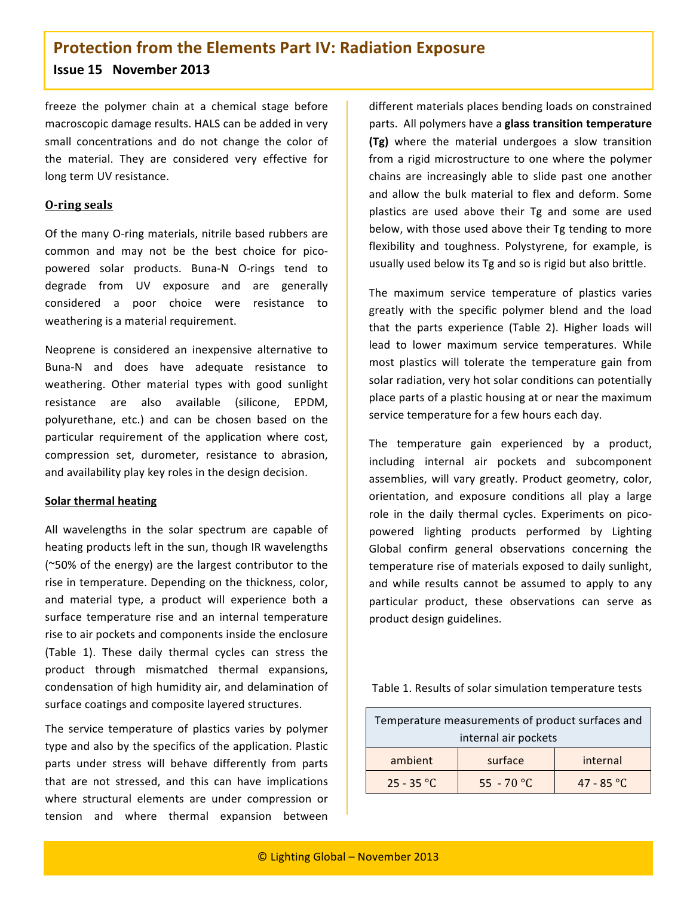freeze the polymer chain at a chemical stage before macroscopic damage results. HALS can be added in very small concentrations and do not change the color of the material. They are considered very effective for long term UV resistance.

## O-ring seals

Of the many O-ring materials, nitrile based rubbers are common and may not be the best choice for pico-powered solar products. Buna-N O-rings tend to degrade from UV exposure and are generally considered a poor choice were resistance to weathering is a material requirement.

Neoprene is considered an inexpensive alternative to Buna-N and does have adequate resistance to weathering. Other material types with good sunlight resistance are also available (silicone, EPDM, polyurethane, etc.) and can be chosen based on the particular requirement of the application where cost, compression set, durometer, resistance to abrasion, and availability play key roles in the design decision.

## Solar thermal heating

All wavelengths in the solar spectrum are capable of heating products left in the sun, though IR wavelengths (~50% of the energy) are the largest contributor to the rise in temperature. Depending on the thickness, color, and material type, a product will experience both a surface temperature rise and an internal temperature rise to air pockets and components inside the enclosure (Table 1). These daily thermal cycles can stress the product through mismatched thermal expansions, condensation of high humidity air, and delamination of surface coatings and composite layered structures.

The service temperature of plastics varies by polymer type and also by the specifics of the application. Plastic parts under stress will behave differently from parts that are not stressed, and this can have implications where structural elements are under compression or tension and where thermal expansion between different materials places bending loads on constrained parts. All polymers have a **glass transition temperature (Tg)** where the material undergoes a slow transition from a rigid microstructure to one where the polymer chains are increasingly able to slide past one another and allow the bulk material to flex and deform. Some plastics are used above their Tg and some are used below, with those used above their Tg tending to more flexibility and toughness. Polystyrene, for example, is usually used below its Tg and so is rigid but also brittle.

The maximum service temperature of plastics varies greatly with the specific polymer blend and the load that the parts experience (Table 2). Higher loads will lead to lower maximum service temperatures. While most plastics will tolerate the temperature gain from solar radiation, very hot solar conditions can potentially place parts of a plastic housing at or near the maximum service temperature for a few hours each day.

The temperature gain experienced by a product, including internal air pockets and subcomponent assemblies, will vary greatly. Product geometry, color, orientation, and exposure conditions all play a large role in the daily thermal cycles. Experiments on pico-powered lighting products performed by Lighting Global confirm general observations concerning the temperature rise of materials exposed to daily sunlight, and while results cannot be assumed to apply to any particular product, these observations can serve as product design guidelines.

Table 1. Results of solar simulation temperature tests

| Temperature measurements of product surfaces and internal air pockets | | |
|---|---|---|
| ambient | surface | internal |
| 25 - 35 °C | 55 - 70 °C | 47 - 85 °C |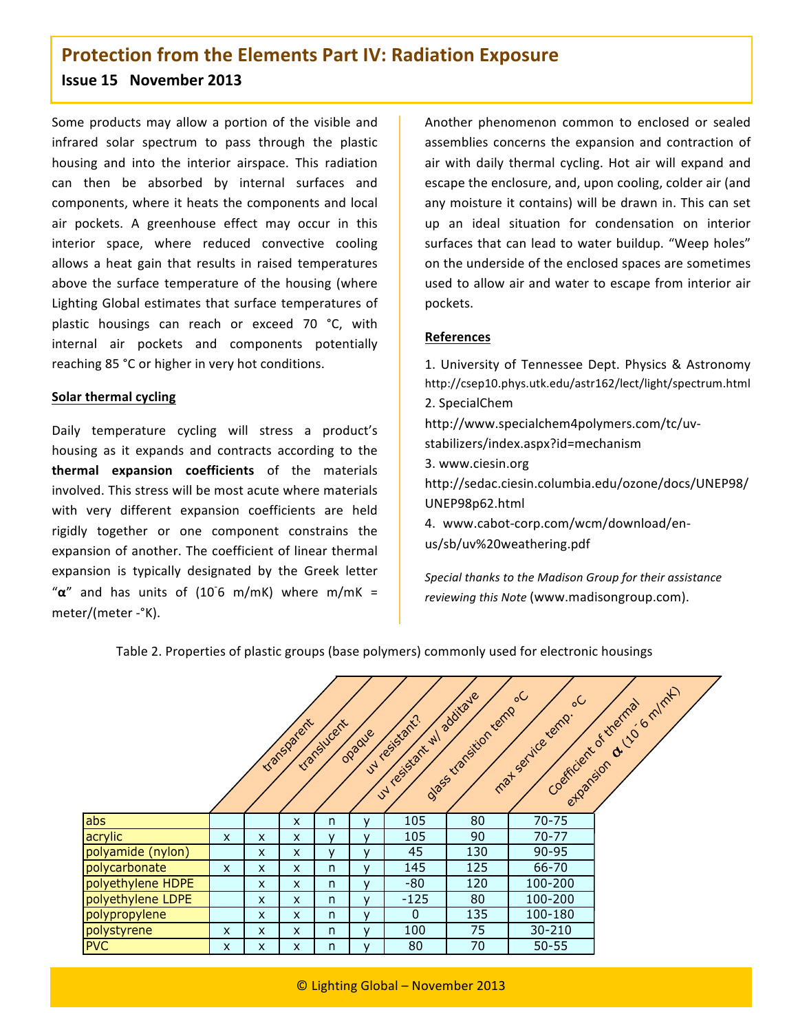## Protection from the Elements Part IV: Radiation Exposure

**Issue 15 November 2013**

Some products may allow a portion of the visible and infrared solar spectrum to pass through the plastic housing and into the interior airspace. This radiation can then be absorbed by internal surfaces and components, where it heats the components and local air pockets. A greenhouse effect may occur in this interior space, where reduced convective cooling allows a heat gain that results in raised temperatures above the surface temperature of the housing (where Lighting Global estimates that surface temperatures of plastic housings can reach or exceed 70 °C, with internal air pockets and components potentially reaching 85 °C or higher in very hot conditions.

### Solar thermal cycling

Daily temperature cycling will stress a product's housing as it expands and contracts according to the **thermal expansion coefficients** of the materials involved. This stress will be most acute where materials with very different expansion coefficients are held rigidly together or one component constrains the expansion of another. The coefficient of linear thermal expansion is typically designated by the Greek letter "**α**" and has units of ($10^{-6}$ m/mK) where m/mK = meter/(meter -°K).

Another phenomenon common to enclosed or sealed assemblies concerns the expansion and contraction of air with daily thermal cycling. Hot air will expand and escape the enclosure, and, upon cooling, colder air (and any moisture it contains) will be drawn in. This can set up an ideal situation for condensation on interior surfaces that can lead to water buildup. "Weep holes" on the underside of the enclosed spaces are sometimes used to allow air and water to escape from interior air pockets.

### References

1. University of Tennessee Dept. Physics & Astronomy http://csep10.phys.utk.edu/astr162/lect/light/spectrum.html
2. SpecialChem http://www.specialchem4polymers.com/tc/uv-stabilizers/index.aspx?id=mechanism
3. www.ciesin.org http://sedac.ciesin.columbia.edu/ozone/docs/UNEP98/UNEP98p62.html
4. www.cabot-corp.com/wcm/download/en-us/sb/uv%20weathering.pdf

*Special thanks to the Madison Group for their assistance reviewing this Note* (www.madisongroup.com).

Table 2. Properties of plastic groups (base polymers) commonly used for electronic housings

| | transparent | translucent | opaque | uv resistant? | uv resistant w/ additave | glass transition temp °C | max service temp. °C | Coefficient of thermal expansion **α** ($10^{-6}$ m/mK) |
|---|---|---|---|---|---|---|---|---|
| abs | | | x | n | y | 105 | 80 | 70-75 |
| acrylic | x | x | x | y | y | 105 | 90 | 70-77 |
| polyamide (nylon) | | x | x | y | y | 45 | 130 | 90-95 |
| polycarbonate | x | x | x | n | y | 145 | 125 | 66-70 |
| polyethylene HDPE | | x | x | n | y | -80 | 120 | 100-200 |
| polyethylene LDPE | | x | x | n | y | -125 | 80 | 100-200 |
| polypropylene | | x | x | n | y | 0 | 135 | 100-180 |
| polystyrene | x | x | x | n | y | 100 | 75 | 30-210 |
| PVC | x | x | x | n | y | 80 | 70 | 50-55 |